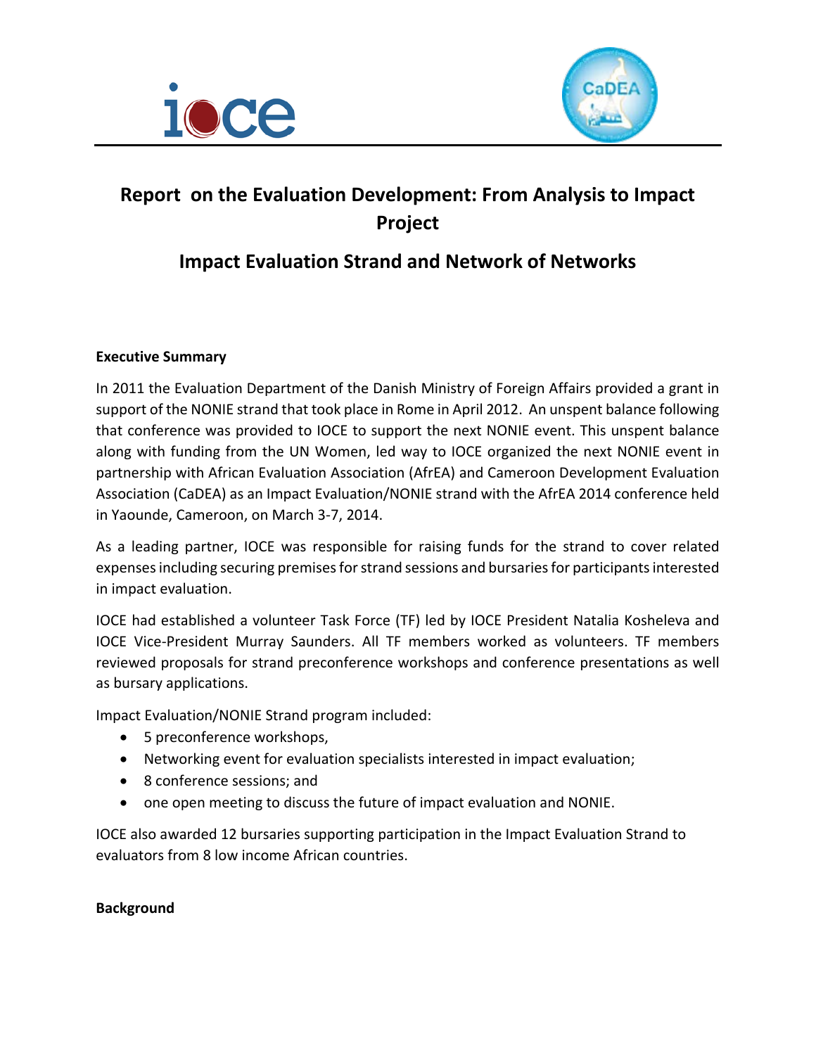# Report on the Evaluation Development: From Analysis to Impact Project

## Impact Evaluation Strand and Network of Networks

**Executive Summary**

In 2011 the Evaluation Department of the Danish Ministry of Foreign Affairs provided a grant in support of the NONIE strand that took place in Rome in April 2012. An unspent balance following that conference was provided to IOCE to support the next NONIE event. This unspent balance along with funding from the UN Women, led way to IOCE organized the next NONIE event in partnership with African Evaluation Association (AfrEA) and Cameroon Development Evaluation Association (CaDEA) as an Impact Evaluation/NONIE strand with the AfrEA 2014 conference held in Yaounde, Cameroon, on March 3-7, 2014.

As a leading partner, IOCE was responsible for raising funds for the strand to cover related expenses including securing premises for strand sessions and bursaries for participants interested in impact evaluation.

IOCE had established a volunteer Task Force (TF) led by IOCE President Natalia Kosheleva and IOCE Vice-President Murray Saunders. All TF members worked as volunteers. TF members reviewed proposals for strand preconference workshops and conference presentations as well as bursary applications.

Impact Evaluation/NONIE Strand program included:

- 5 preconference workshops,
- Networking event for evaluation specialists interested in impact evaluation;
- 8 conference sessions; and
- one open meeting to discuss the future of impact evaluation and NONIE.

IOCE also awarded 12 bursaries supporting participation in the Impact Evaluation Strand to evaluators from 8 low income African countries.

**Background**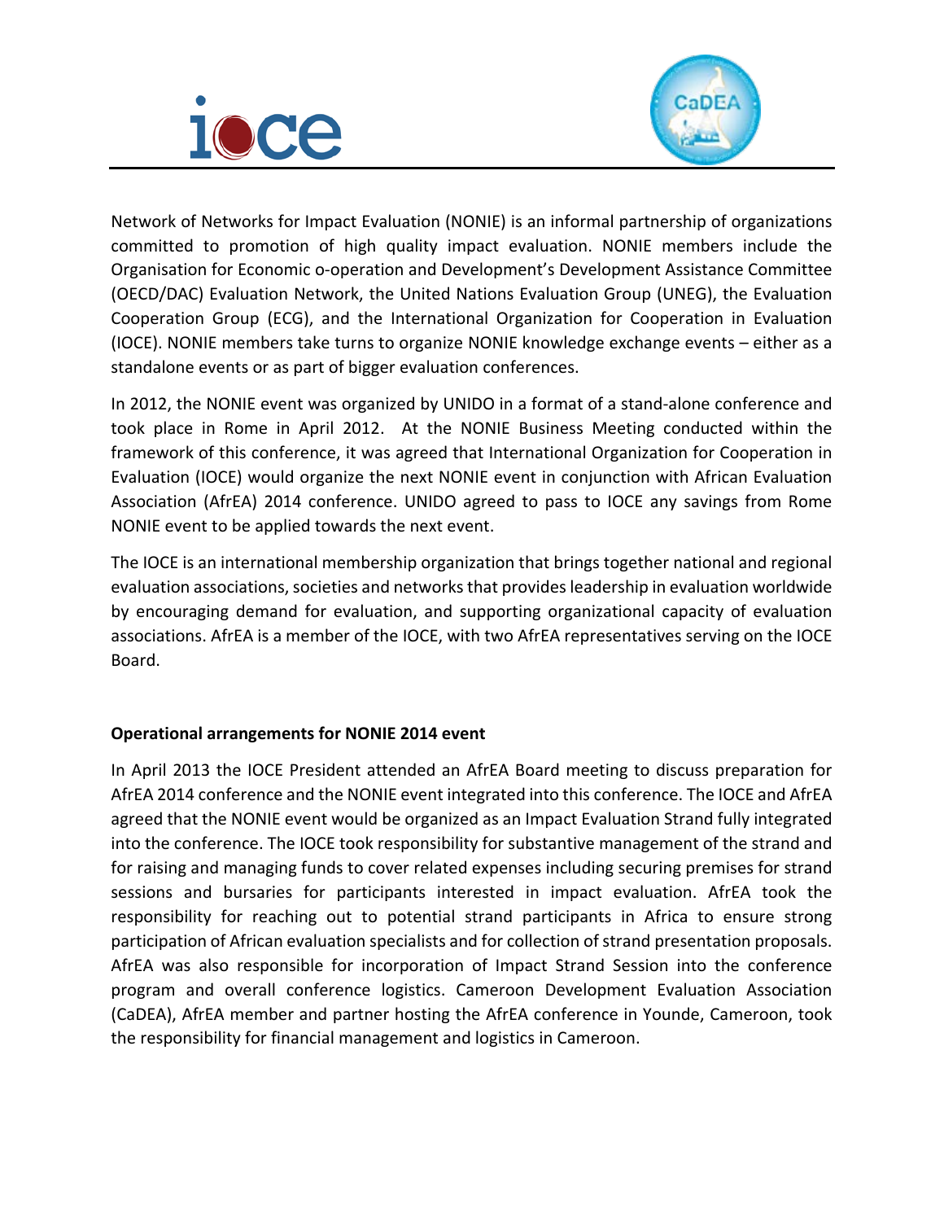Network of Networks for Impact Evaluation (NONIE) is an informal partnership of organizations committed to promotion of high quality impact evaluation. NONIE members include the Organisation for Economic o-operation and Development's Development Assistance Committee (OECD/DAC) Evaluation Network, the United Nations Evaluation Group (UNEG), the Evaluation Cooperation Group (ECG), and the International Organization for Cooperation in Evaluation (IOCE). NONIE members take turns to organize NONIE knowledge exchange events – either as a standalone events or as part of bigger evaluation conferences.

In 2012, the NONIE event was organized by UNIDO in a format of a stand-alone conference and took place in Rome in April 2012. At the NONIE Business Meeting conducted within the framework of this conference, it was agreed that International Organization for Cooperation in Evaluation (IOCE) would organize the next NONIE event in conjunction with African Evaluation Association (AfrEA) 2014 conference. UNIDO agreed to pass to IOCE any savings from Rome NONIE event to be applied towards the next event.

The IOCE is an international membership organization that brings together national and regional evaluation associations, societies and networks that provides leadership in evaluation worldwide by encouraging demand for evaluation, and supporting organizational capacity of evaluation associations. AfrEA is a member of the IOCE, with two AfrEA representatives serving on the IOCE Board.

**Operational arrangements for NONIE 2014 event**

In April 2013 the IOCE President attended an AfrEA Board meeting to discuss preparation for AfrEA 2014 conference and the NONIE event integrated into this conference. The IOCE and AfrEA agreed that the NONIE event would be organized as an Impact Evaluation Strand fully integrated into the conference. The IOCE took responsibility for substantive management of the strand and for raising and managing funds to cover related expenses including securing premises for strand sessions and bursaries for participants interested in impact evaluation. AfrEA took the responsibility for reaching out to potential strand participants in Africa to ensure strong participation of African evaluation specialists and for collection of strand presentation proposals. AfrEA was also responsible for incorporation of Impact Strand Session into the conference program and overall conference logistics. Cameroon Development Evaluation Association (CaDEA), AfrEA member and partner hosting the AfrEA conference in Younde, Cameroon, took the responsibility for financial management and logistics in Cameroon.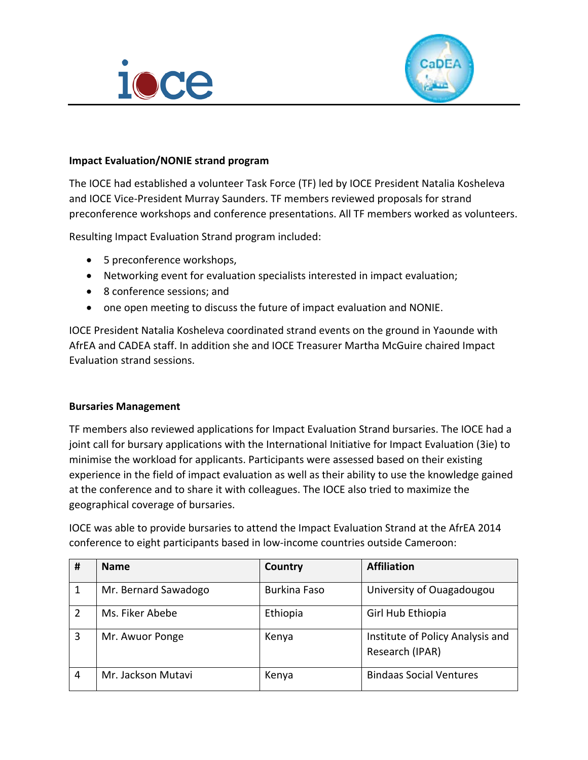**Impact Evaluation/NONIE strand program**

The IOCE had established a volunteer Task Force (TF) led by IOCE President Natalia Kosheleva and IOCE Vice-President Murray Saunders. TF members reviewed proposals for strand preconference workshops and conference presentations. All TF members worked as volunteers.

Resulting Impact Evaluation Strand program included:

- 5 preconference workshops,
- Networking event for evaluation specialists interested in impact evaluation;
- 8 conference sessions; and
- one open meeting to discuss the future of impact evaluation and NONIE.

IOCE President Natalia Kosheleva coordinated strand events on the ground in Yaounde with AfrEA and CADEA staff. In addition she and IOCE Treasurer Martha McGuire chaired Impact Evaluation strand sessions.

**Bursaries Management**

TF members also reviewed applications for Impact Evaluation Strand bursaries. The IOCE had a joint call for bursary applications with the International Initiative for Impact Evaluation (3ie) to minimise the workload for applicants. Participants were assessed based on their existing experience in the field of impact evaluation as well as their ability to use the knowledge gained at the conference and to share it with colleagues. The IOCE also tried to maximize the geographical coverage of bursaries.

IOCE was able to provide bursaries to attend the Impact Evaluation Strand at the AfrEA 2014 conference to eight participants based in low-income countries outside Cameroon:

| # | Name | Country | Affiliation |
|---|---|---|---|
| 1 | Mr. Bernard Sawadogo | Burkina Faso | University of Ouagadougou |
| 2 | Ms. Fiker Abebe | Ethiopia | Girl Hub Ethiopia |
| 3 | Mr. Awuor Ponge | Kenya | Institute of Policy Analysis and Research (IPAR) |
| 4 | Mr. Jackson Mutavi | Kenya | Bindaas Social Ventures |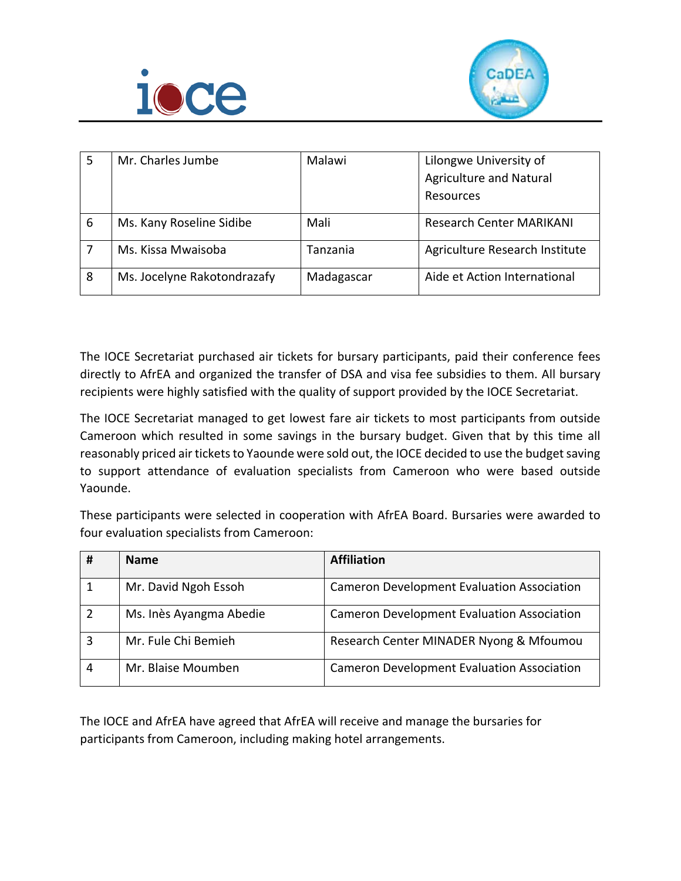| 5 | Mr. Charles Jumbe | Malawi | Lilongwe University of Agriculture and Natural Resources |
|---|---|---|---|
| 6 | Ms. Kany Roseline Sidibe | Mali | Research Center MARIKANI |
| 7 | Ms. Kissa Mwaisoba | Tanzania | Agriculture Research Institute |
| 8 | Ms. Jocelyne Rakotondrazafy | Madagascar | Aide et Action International |

The IOCE Secretariat purchased air tickets for bursary participants, paid their conference fees directly to AfrEA and organized the transfer of DSA and visa fee subsidies to them. All bursary recipients were highly satisfied with the quality of support provided by the IOCE Secretariat.

The IOCE Secretariat managed to get lowest fare air tickets to most participants from outside Cameroon which resulted in some savings in the bursary budget. Given that by this time all reasonably priced air tickets to Yaounde were sold out, the IOCE decided to use the budget saving to support attendance of evaluation specialists from Cameroon who were based outside Yaounde.

These participants were selected in cooperation with AfrEA Board. Bursaries were awarded to four evaluation specialists from Cameroon:

| # | Name | Affiliation |
|---|---|---|
| 1 | Mr. David Ngoh Essoh | Cameron Development Evaluation Association |
| 2 | Ms. Inès Ayangma Abedie | Cameron Development Evaluation Association |
| 3 | Mr. Fule Chi Bemieh | Research Center MINADER Nyong & Mfoumou |
| 4 | Mr. Blaise Moumben | Cameron Development Evaluation Association |

The IOCE and AfrEA have agreed that AfrEA will receive and manage the bursaries for participants from Cameroon, including making hotel arrangements.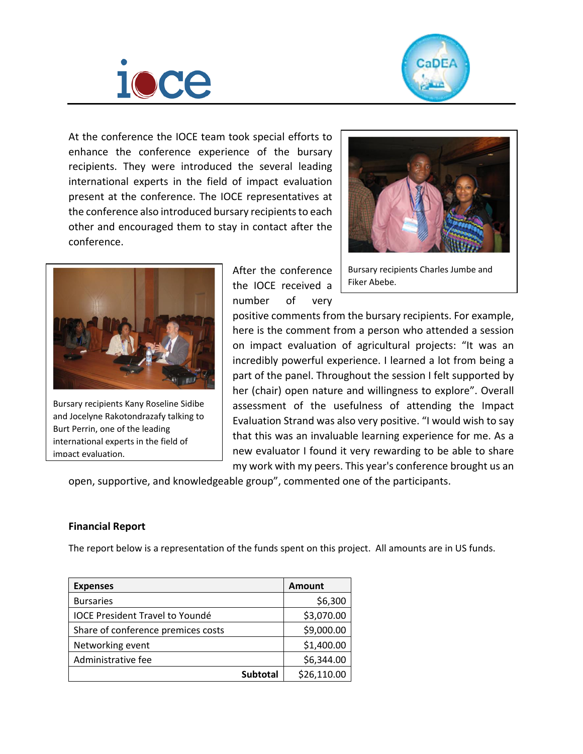At the conference the IOCE team took special efforts to enhance the conference experience of the bursary recipients. They were introduced the several leading international experts in the field of impact evaluation present at the conference. The IOCE representatives at the conference also introduced bursary recipients to each other and encouraged them to stay in contact after the conference.

Bursary recipients Charles Jumbe and Fiker Abebe.

Bursary recipients Kany Roseline Sidibe and Jocelyne Rakotondrazafy talking to Burt Perrin, one of the leading international experts in the field of impact evaluation.

After the conference the IOCE received a number of very positive comments from the bursary recipients. For example, here is the comment from a person who attended a session on impact evaluation of agricultural projects: "It was an incredibly powerful experience. I learned a lot from being a part of the panel. Throughout the session I felt supported by her (chair) open nature and willingness to explore". Overall assessment of the usefulness of attending the Impact Evaluation Strand was also very positive. "I would wish to say that this was an invaluable learning experience for me. As a new evaluator I found it very rewarding to be able to share my work with my peers. This year's conference brought us an open, supportive, and knowledgeable group", commented one of the participants.

**Financial Report**

The report below is a representation of the funds spent on this project. All amounts are in US funds.

| Expenses | Amount |
|---|---|
| Bursaries | $6,300 |
| IOCE President Travel to Youndé | $3,070.00 |
| Share of conference premices costs | $9,000.00 |
| Networking event | $1,400.00 |
| Administrative fee | $6,344.00 |
| **Subtotal** | $26,110.00 |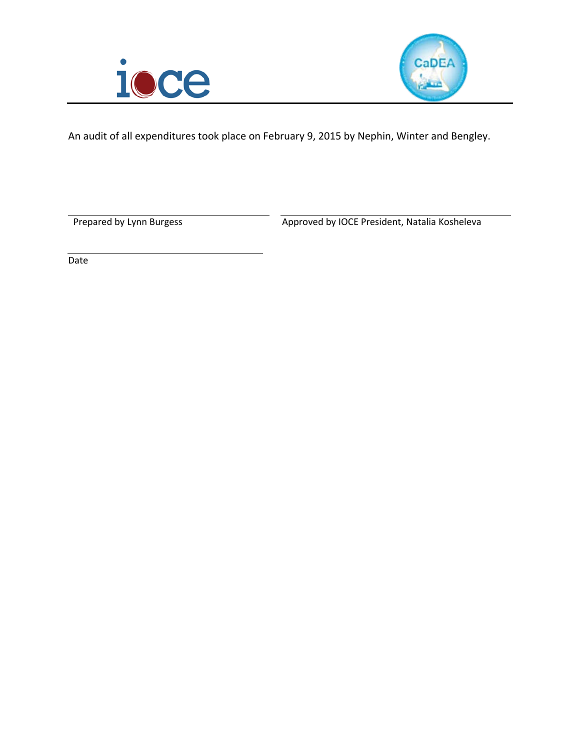An audit of all expenditures took place on February 9, 2015 by Nephin, Winter and Bengley.

Prepared by Lynn Burgess

Approved by IOCE President, Natalia Kosheleva

Date